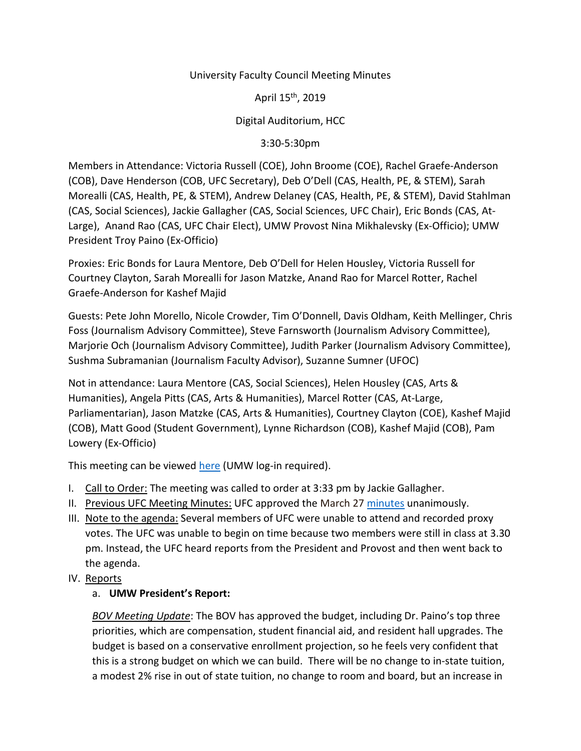University Faculty Council Meeting Minutes

April 15th, 2019

Digital Auditorium, HCC

3:30-5:30pm

Members in Attendance: Victoria Russell (COE), John Broome (COE), Rachel Graefe-Anderson (COB), Dave Henderson (COB, UFC Secretary), Deb O'Dell (CAS, Health, PE, & STEM), Sarah Morealli (CAS, Health, PE, & STEM), Andrew Delaney (CAS, Health, PE, & STEM), David Stahlman (CAS, Social Sciences), Jackie Gallagher (CAS, Social Sciences, UFC Chair), Eric Bonds (CAS, At-Large), Anand Rao (CAS, UFC Chair Elect), UMW Provost Nina Mikhalevsky (Ex-Officio); UMW President Troy Paino (Ex-Officio)

Proxies: Eric Bonds for Laura Mentore, Deb O'Dell for Helen Housley, Victoria Russell for Courtney Clayton, Sarah Morealli for Jason Matzke, Anand Rao for Marcel Rotter, Rachel Graefe-Anderson for Kashef Majid

Guests: Pete John Morello, Nicole Crowder, Tim O'Donnell, Davis Oldham, Keith Mellinger, Chris Foss (Journalism Advisory Committee), Steve Farnsworth (Journalism Advisory Committee), Marjorie Och (Journalism Advisory Committee), Judith Parker (Journalism Advisory Committee), Sushma Subramanian (Journalism Faculty Advisor), Suzanne Sumner (UFOC)

Not in attendance: Laura Mentore (CAS, Social Sciences), Helen Housley (CAS, Arts & Humanities), Angela Pitts (CAS, Arts & Humanities), Marcel Rotter (CAS, At-Large, Parliamentarian), Jason Matzke (CAS, Arts & Humanities), Courtney Clayton (COE), Kashef Majid (COB), Matt Good (Student Government), Lynne Richardson (COB), Kashef Majid (COB), Pam Lowery (Ex-Officio)

This meeting can be viewed here (UMW log-in required).

I. Call to Order: The meeting was called to order at 3:33 pm by Jackie Gallagher.
II. Previous UFC Meeting Minutes: UFC approved the March 27 minutes unanimously.
III. Note to the agenda: Several members of UFC were unable to attend and recorded proxy votes. The UFC was unable to begin on time because two members were still in class at 3.30 pm. Instead, the UFC heard reports from the President and Provost and then went back to the agenda.
IV. Reports
    a. **UMW President's Report:**

    *BOV Meeting Update*: The BOV has approved the budget, including Dr. Paino's top three priorities, which are compensation, student financial aid, and resident hall upgrades. The budget is based on a conservative enrollment projection, so he feels very confident that this is a strong budget on which we can build. There will be no change to in-state tuition, a modest 2% rise in out of state tuition, no change to room and board, but an increase in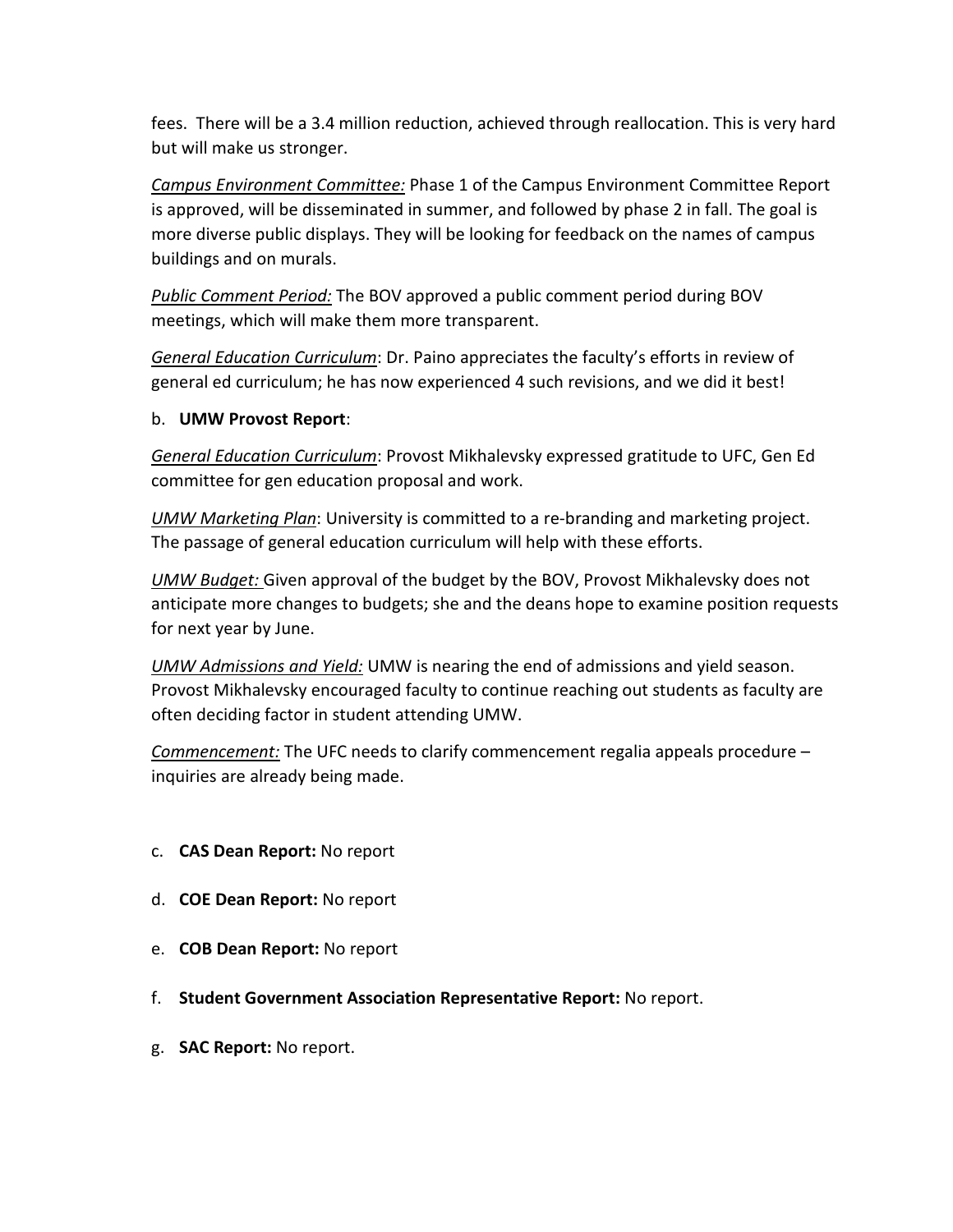fees. There will be a 3.4 million reduction, achieved through reallocation. This is very hard but will make us stronger.

*Campus Environment Committee:* Phase 1 of the Campus Environment Committee Report is approved, will be disseminated in summer, and followed by phase 2 in fall. The goal is more diverse public displays. They will be looking for feedback on the names of campus buildings and on murals.

*Public Comment Period:* The BOV approved a public comment period during BOV meetings, which will make them more transparent.

*General Education Curriculum*: Dr. Paino appreciates the faculty's efforts in review of general ed curriculum; he has now experienced 4 such revisions, and we did it best!

b. **UMW Provost Report**:

*General Education Curriculum*: Provost Mikhalevsky expressed gratitude to UFC, Gen Ed committee for gen education proposal and work.

*UMW Marketing Plan*: University is committed to a re-branding and marketing project. The passage of general education curriculum will help with these efforts.

*UMW Budget:* Given approval of the budget by the BOV, Provost Mikhalevsky does not anticipate more changes to budgets; she and the deans hope to examine position requests for next year by June.

*UMW Admissions and Yield:* UMW is nearing the end of admissions and yield season. Provost Mikhalevsky encouraged faculty to continue reaching out students as faculty are often deciding factor in student attending UMW.

*Commencement:* The UFC needs to clarify commencement regalia appeals procedure – inquiries are already being made.

c. **CAS Dean Report:** No report

d. **COE Dean Report:** No report

e. **COB Dean Report:** No report

f. **Student Government Association Representative Report:** No report.

g. **SAC Report:** No report.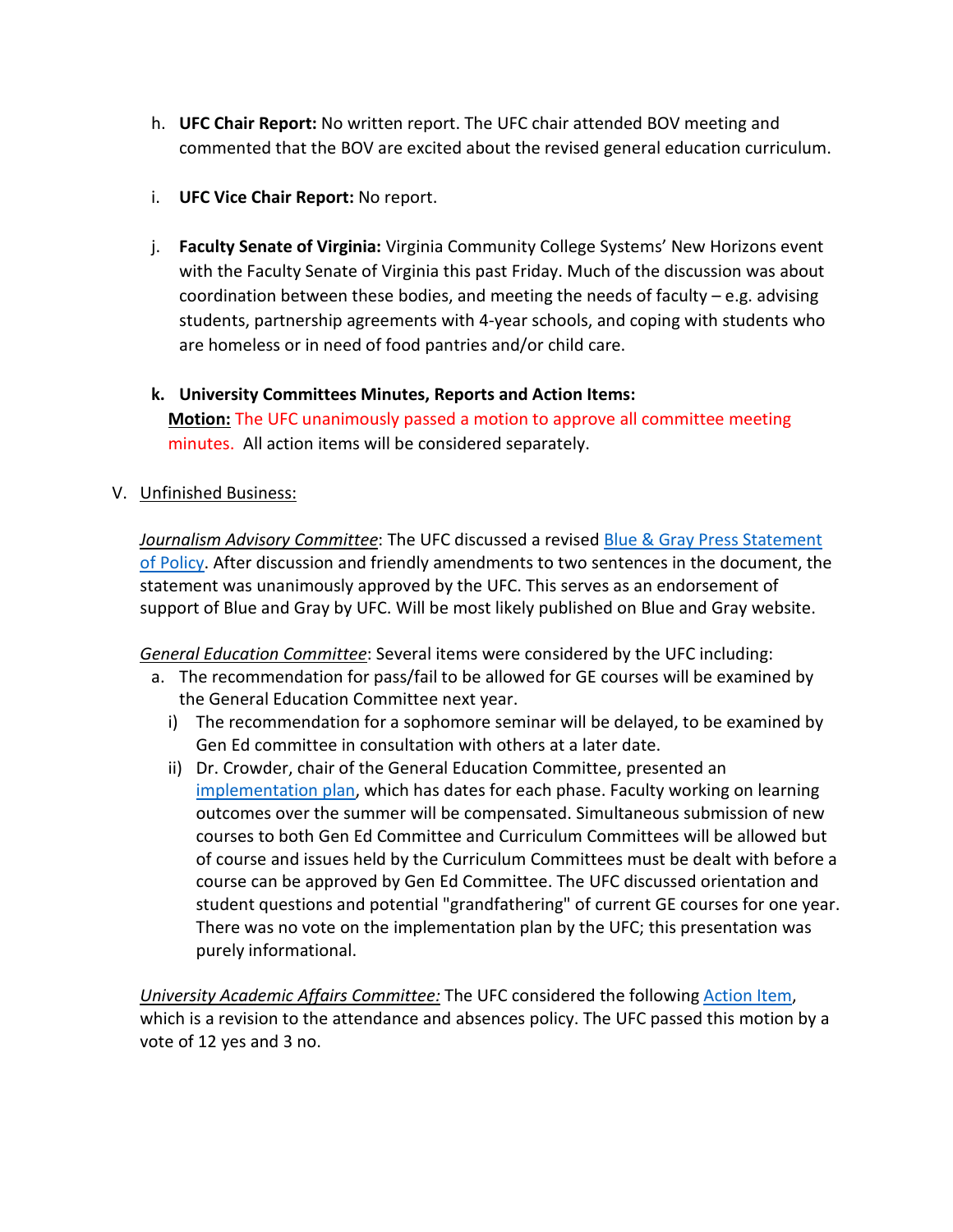h. **UFC Chair Report:** No written report. The UFC chair attended BOV meeting and commented that the BOV are excited about the revised general education curriculum.

i. **UFC Vice Chair Report:** No report.

j. **Faculty Senate of Virginia:** Virginia Community College Systems' New Horizons event with the Faculty Senate of Virginia this past Friday. Much of the discussion was about coordination between these bodies, and meeting the needs of faculty – e.g. advising students, partnership agreements with 4-year schools, and coping with students who are homeless or in need of food pantries and/or child care.

k. **University Committees Minutes, Reports and Action Items:**
**Motion:** The UFC unanimously passed a motion to approve all committee meeting minutes. All action items will be considered separately.

V. Unfinished Business:

*Journalism Advisory Committee*: The UFC discussed a revised Blue & Gray Press Statement of Policy. After discussion and friendly amendments to two sentences in the document, the statement was unanimously approved by the UFC. This serves as an endorsement of support of Blue and Gray by UFC. Will be most likely published on Blue and Gray website.

*General Education Committee*: Several items were considered by the UFC including:

a. The recommendation for pass/fail to be allowed for GE courses will be examined by the General Education Committee next year.
   i) The recommendation for a sophomore seminar will be delayed, to be examined by Gen Ed committee in consultation with others at a later date.
   ii) Dr. Crowder, chair of the General Education Committee, presented an implementation plan, which has dates for each phase. Faculty working on learning outcomes over the summer will be compensated. Simultaneous submission of new courses to both Gen Ed Committee and Curriculum Committees will be allowed but of course and issues held by the Curriculum Committees must be dealt with before a course can be approved by Gen Ed Committee. The UFC discussed orientation and student questions and potential "grandfathering" of current GE courses for one year. There was no vote on the implementation plan by the UFC; this presentation was purely informational.

*University Academic Affairs Committee:* The UFC considered the following Action Item, which is a revision to the attendance and absences policy. The UFC passed this motion by a vote of 12 yes and 3 no.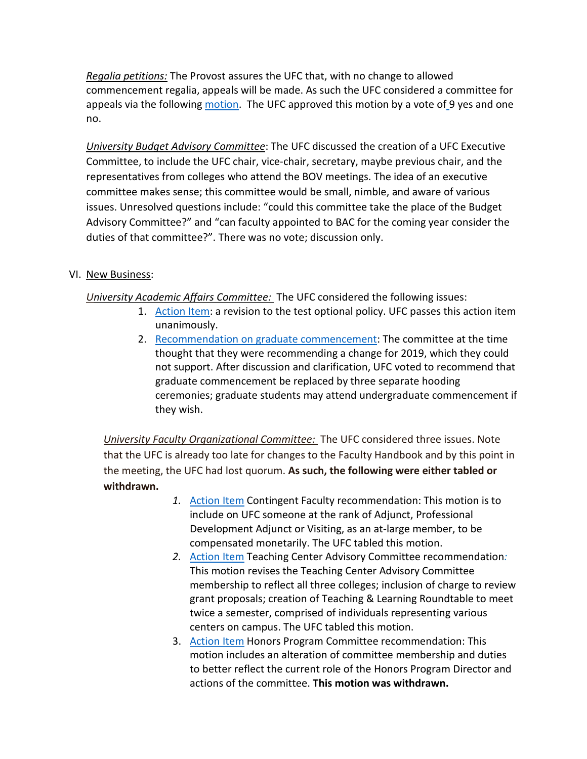*Regalia petitions:* The Provost assures the UFC that, with no change to allowed commencement regalia, appeals will be made. As such the UFC considered a committee for appeals via the following motion. The UFC approved this motion by a vote of 9 yes and one no.

*University Budget Advisory Committee*: The UFC discussed the creation of a UFC Executive Committee, to include the UFC chair, vice-chair, secretary, maybe previous chair, and the representatives from colleges who attend the BOV meetings. The idea of an executive committee makes sense; this committee would be small, nimble, and aware of various issues. Unresolved questions include: "could this committee take the place of the Budget Advisory Committee?" and "can faculty appointed to BAC for the coming year consider the duties of that committee?". There was no vote; discussion only.

VI. New Business:

*University Academic Affairs Committee:* The UFC considered the following issues:

1. Action Item: a revision to the test optional policy. UFC passes this action item unanimously.
2. Recommendation on graduate commencement: The committee at the time thought that they were recommending a change for 2019, which they could not support. After discussion and clarification, UFC voted to recommend that graduate commencement be replaced by three separate hooding ceremonies; graduate students may attend undergraduate commencement if they wish.

*University Faculty Organizational Committee:* The UFC considered three issues. Note that the UFC is already too late for changes to the Faculty Handbook and by this point in the meeting, the UFC had lost quorum. **As such, the following were either tabled or withdrawn.**

1. Action Item Contingent Faculty recommendation: This motion is to include on UFC someone at the rank of Adjunct, Professional Development Adjunct or Visiting, as an at-large member, to be compensated monetarily. The UFC tabled this motion.
2. Action Item Teaching Center Advisory Committee recommendation: This motion revises the Teaching Center Advisory Committee membership to reflect all three colleges; inclusion of charge to review grant proposals; creation of Teaching & Learning Roundtable to meet twice a semester, comprised of individuals representing various centers on campus. The UFC tabled this motion.
3. Action Item Honors Program Committee recommendation: This motion includes an alteration of committee membership and duties to better reflect the current role of the Honors Program Director and actions of the committee. **This motion was withdrawn.**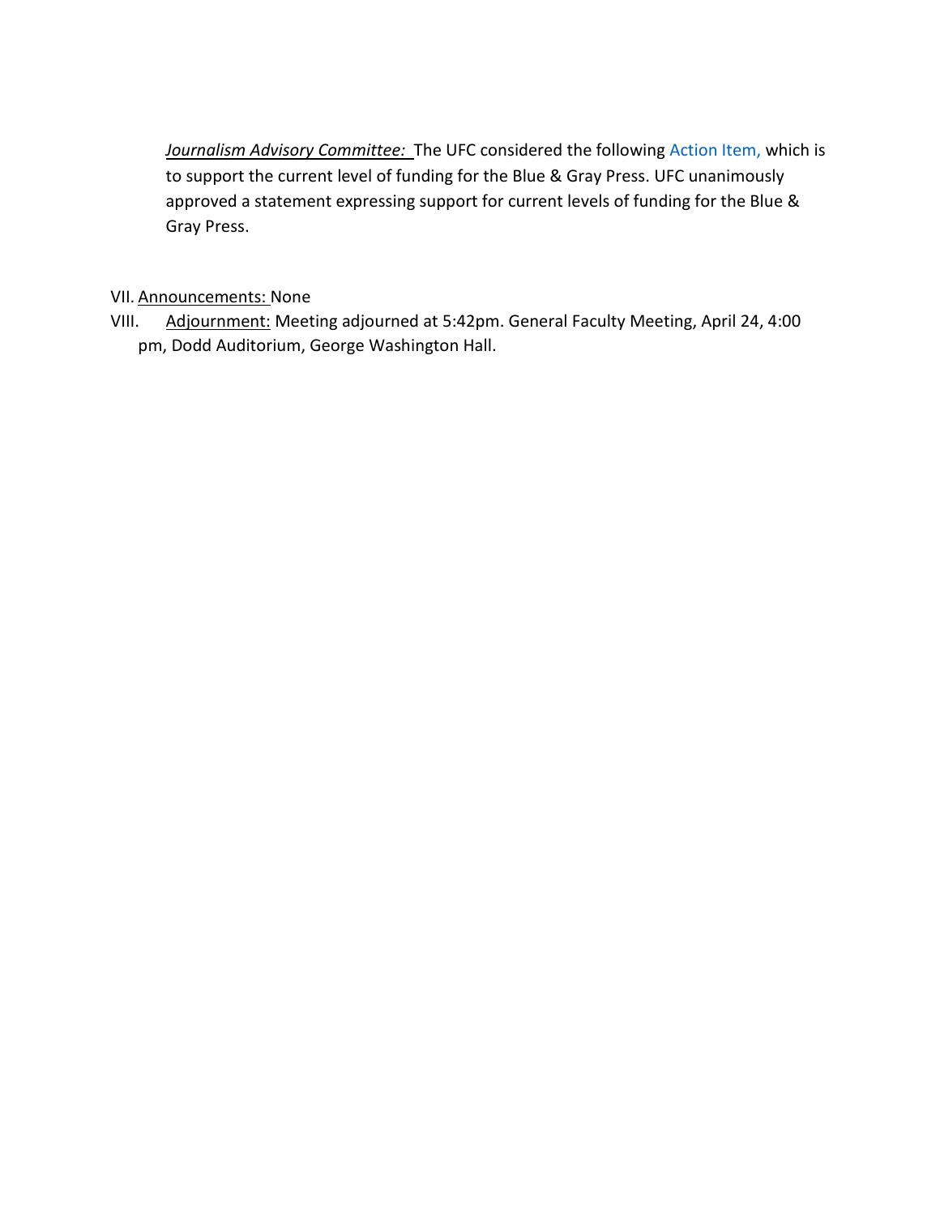*Journalism Advisory Committee:* The UFC considered the following Action Item, which is to support the current level of funding for the Blue & Gray Press. UFC unanimously approved a statement expressing support for current levels of funding for the Blue & Gray Press.

VII. Announcements: None

VIII. Adjournment: Meeting adjourned at 5:42pm. General Faculty Meeting, April 24, 4:00 pm, Dodd Auditorium, George Washington Hall.